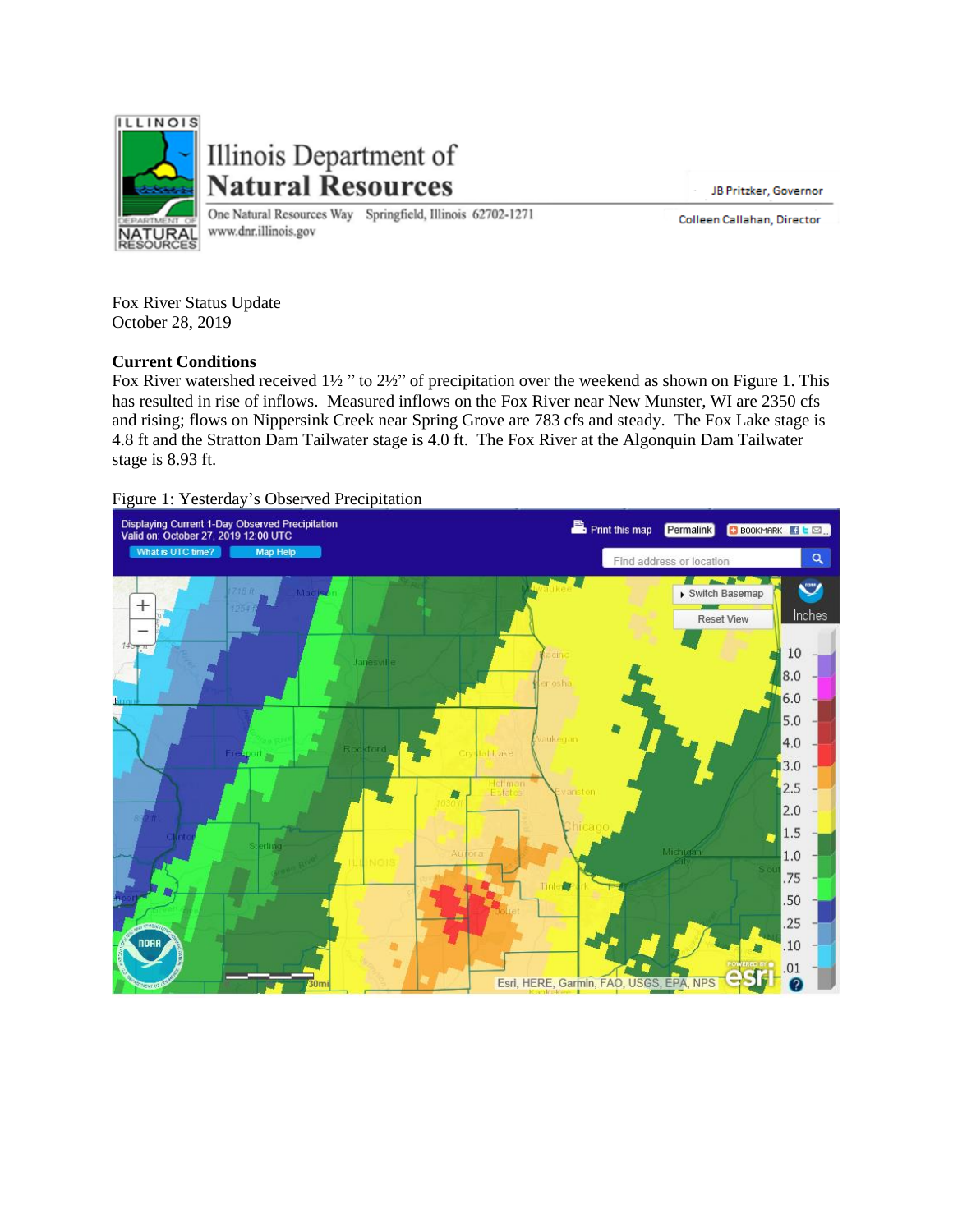Illinois Department of
**Natural Resources**

One Natural Resources Way Springfield, Illinois 62702-1271
www.dnr.illinois.gov

JB Pritzker, Governor

Colleen Callahan, Director

Fox River Status Update
October 28, 2019

**Current Conditions**

Fox River watershed received 1½ " to 2½" of precipitation over the weekend as shown on Figure 1. This has resulted in rise of inflows. Measured inflows on the Fox River near New Munster, WI are 2350 cfs and rising; flows on Nippersink Creek near Spring Grove are 783 cfs and steady. The Fox Lake stage is 4.8 ft and the Stratton Dam Tailwater stage is 4.0 ft. The Fox River at the Algonquin Dam Tailwater stage is 8.93 ft.

Figure 1: Yesterday's Observed Precipitation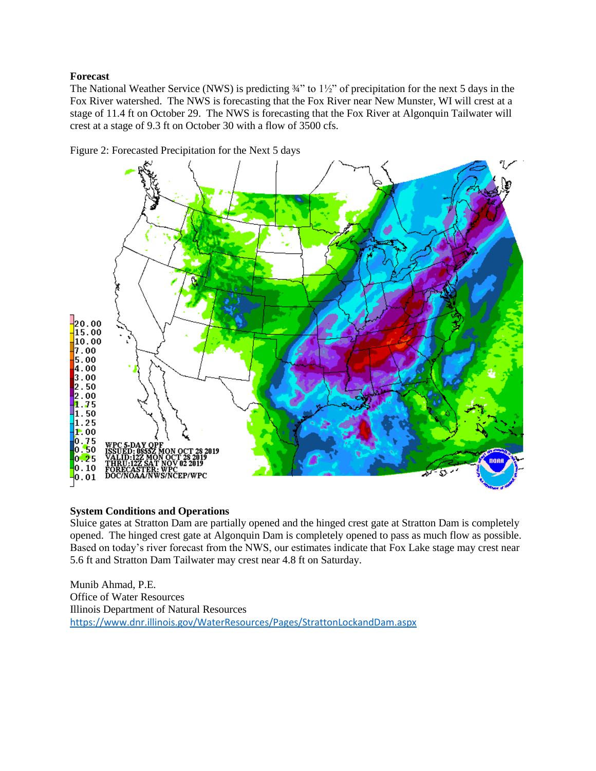**Forecast**

The National Weather Service (NWS) is predicting ¾" to 1½" of precipitation for the next 5 days in the Fox River watershed. The NWS is forecasting that the Fox River near New Munster, WI will crest at a stage of 11.4 ft on October 29. The NWS is forecasting that the Fox River at Algonquin Tailwater will crest at a stage of 9.3 ft on October 30 with a flow of 3500 cfs.

Figure 2: Forecasted Precipitation for the Next 5 days

20.00
15.00
10.00
7.00
5.00
4.00
3.00
2.50
2.00
1.75
1.50
1.25
1.00
0.75
0.50
0.25
0.10
0.01

WPC 5-DAY QPF
ISSUED: 0855Z MON OCT 28 2019
VALID:12Z MON OCT 28 2019
THRU:12Z SAT NOV 02 2019
FORECASTER: WPC
DOC/NOAA/NWS/NCEP/WPC

NOAA

**System Conditions and Operations**

Sluice gates at Stratton Dam are partially opened and the hinged crest gate at Stratton Dam is completely opened. The hinged crest gate at Algonquin Dam is completely opened to pass as much flow as possible. Based on today's river forecast from the NWS, our estimates indicate that Fox Lake stage may crest near 5.6 ft and Stratton Dam Tailwater may crest near 4.8 ft on Saturday.

Munib Ahmad, P.E.
Office of Water Resources
Illinois Department of Natural Resources
https://www.dnr.illinois.gov/WaterResources/Pages/StrattonLockandDam.aspx